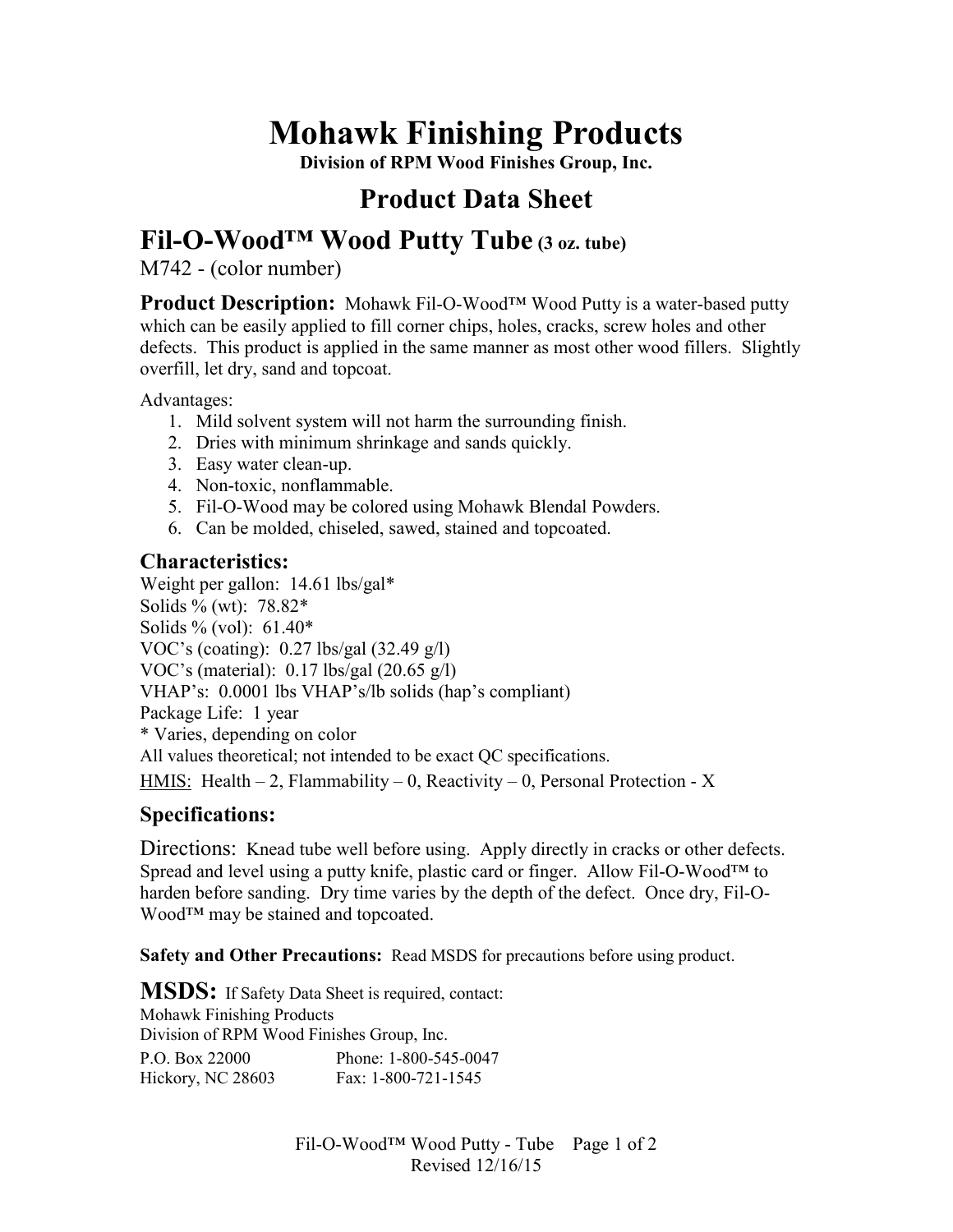# Mohawk Finishing Products

**Division of RPM Wood Finishes Group, Inc.**

## Product Data Sheet

## Fil-O-Wood™ Wood Putty Tube **(3 oz. tube)**

M742 - (color number)

**Product Description:** Mohawk Fil-O-Wood™ Wood Putty is a water-based putty which can be easily applied to fill corner chips, holes, cracks, screw holes and other defects. This product is applied in the same manner as most other wood fillers. Slightly overfill, let dry, sand and topcoat.

Advantages:

1. Mild solvent system will not harm the surrounding finish.
2. Dries with minimum shrinkage and sands quickly.
3. Easy water clean-up.
4. Non-toxic, nonflammable.
5. Fil-O-Wood may be colored using Mohawk Blendal Powders.
6. Can be molded, chiseled, sawed, stained and topcoated.

### Characteristics:

Weight per gallon: 14.61 lbs/gal*
Solids % (wt): 78.82*
Solids % (vol): 61.40*
VOC's (coating): 0.27 lbs/gal (32.49 g/l)
VOC's (material): 0.17 lbs/gal (20.65 g/l)
VHAP's: 0.0001 lbs VHAP's/lb solids (hap's compliant)
Package Life: 1 year
* Varies, depending on color
All values theoretical; not intended to be exact QC specifications.
HMIS: Health – 2, Flammability – 0, Reactivity – 0, Personal Protection - X

### Specifications:

Directions: Knead tube well before using. Apply directly in cracks or other defects. Spread and level using a putty knife, plastic card or finger. Allow Fil-O-Wood™ to harden before sanding. Dry time varies by the depth of the defect. Once dry, Fil-O-Wood™ may be stained and topcoated.

**Safety and Other Precautions:** Read MSDS for precautions before using product.

**MSDS:** If Safety Data Sheet is required, contact:
Mohawk Finishing Products
Division of RPM Wood Finishes Group, Inc.
P.O. Box 22000 Phone: 1-800-545-0047
Hickory, NC 28603 Fax: 1-800-721-1545

Revised 12/16/15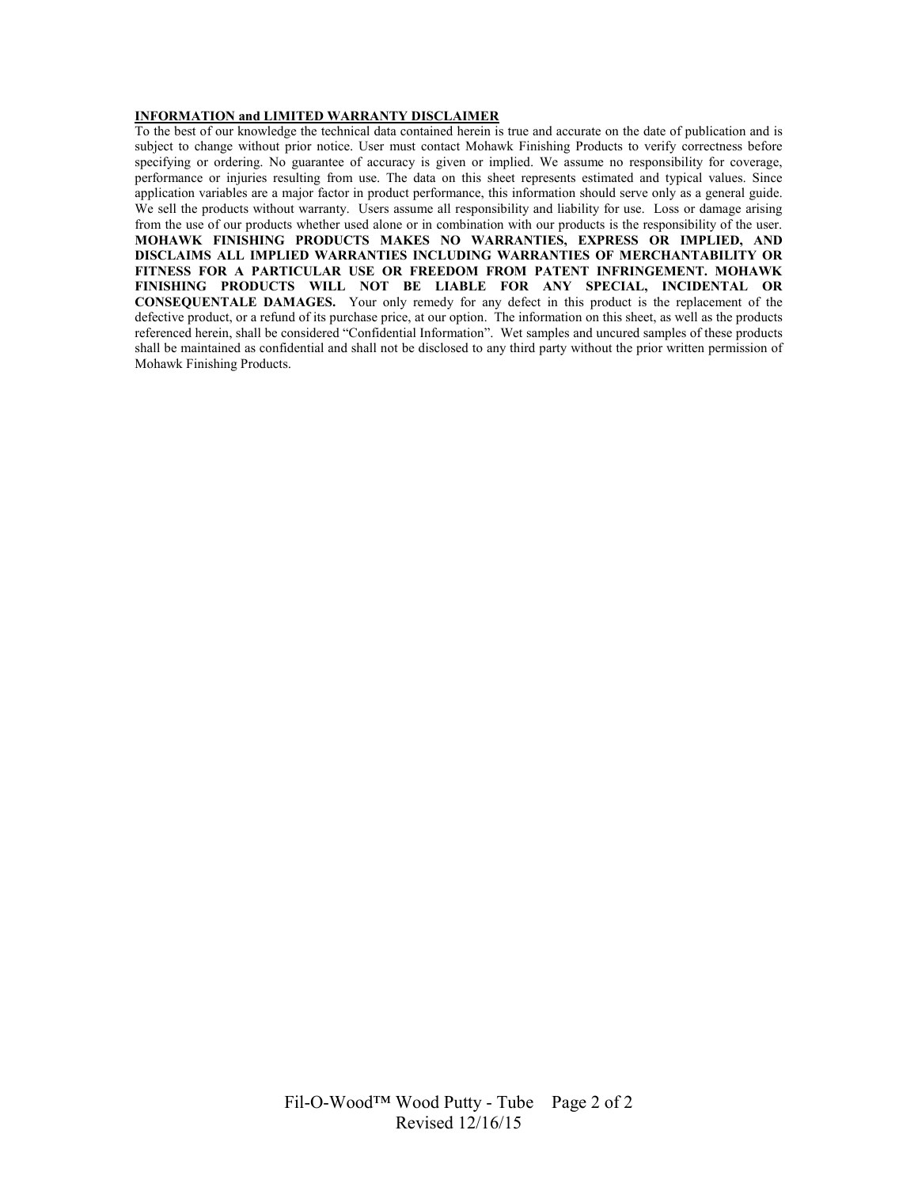**INFORMATION and LIMITED WARRANTY DISCLAIMER**

To the best of our knowledge the technical data contained herein is true and accurate on the date of publication and is subject to change without prior notice. User must contact Mohawk Finishing Products to verify correctness before specifying or ordering. No guarantee of accuracy is given or implied. We assume no responsibility for coverage, performance or injuries resulting from use. The data on this sheet represents estimated and typical values. Since application variables are a major factor in product performance, this information should serve only as a general guide. We sell the products without warranty. Users assume all responsibility and liability for use. Loss or damage arising from the use of our products whether used alone or in combination with our products is the responsibility of the user. **MOHAWK FINISHING PRODUCTS MAKES NO WARRANTIES, EXPRESS OR IMPLIED, AND DISCLAIMS ALL IMPLIED WARRANTIES INCLUDING WARRANTIES OF MERCHANTABILITY OR FITNESS FOR A PARTICULAR USE OR FREEDOM FROM PATENT INFRINGEMENT. MOHAWK FINISHING PRODUCTS WILL NOT BE LIABLE FOR ANY SPECIAL, INCIDENTAL OR CONSEQUENTALE DAMAGES.** Your only remedy for any defect in this product is the replacement of the defective product, or a refund of its purchase price, at our option. The information on this sheet, as well as the products referenced herein, shall be considered "Confidential Information". Wet samples and uncured samples of these products shall be maintained as confidential and shall not be disclosed to any third party without the prior written permission of Mohawk Finishing Products.